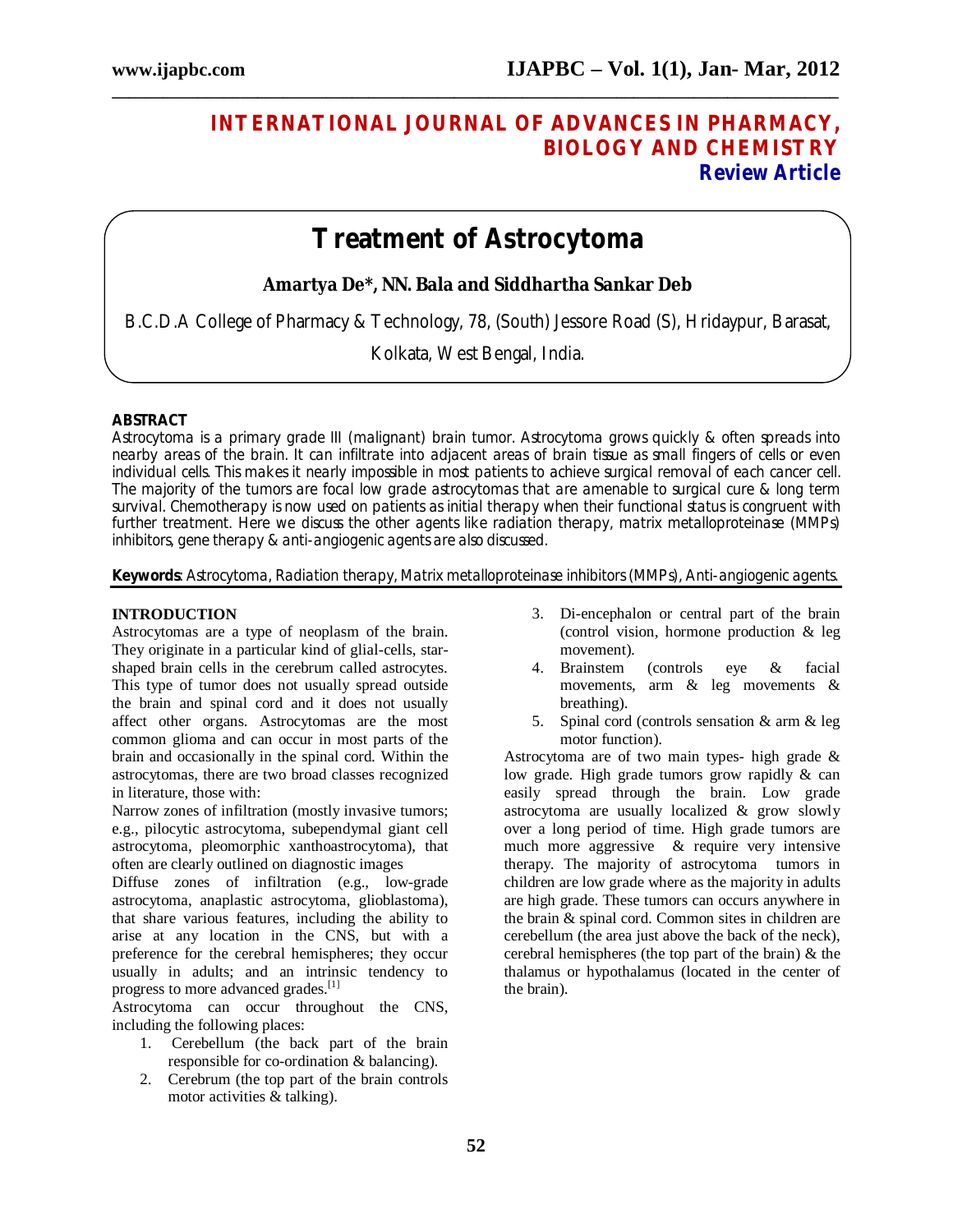# INTERNATIONAL JOURNAL OF ADVANCES IN PHARMACY, BIOLOGY AND CHEMISTRY

**Review Article**

# Treatment of Astrocytoma

**Amartya De*, NN. Bala and Siddhartha Sankar Deb**

B.C.D.A College of Pharmacy & Technology, 78, (South) Jessore Road (S), Hridaypur, Barasat, Kolkata, West Bengal, India.

**ABSTRACT**

Astrocytoma is a primary grade III (malignant) brain tumor. Astrocytoma grows quickly & often spreads into nearby areas of the brain. It can infiltrate into adjacent areas of brain tissue as small fingers of cells or even individual cells. This makes it nearly impossible in most patients to achieve surgical removal of each cancer cell. The majority of the tumors are focal low grade astrocytomas that are amenable to surgical cure & long term survival. Chemotherapy is now used on patients as initial therapy when their functional status is congruent with further treatment. Here we discuss the other agents like radiation therapy, matrix metalloproteinase (MMPs) inhibitors, gene therapy & anti-angiogenic agents are also discussed.

**Keywords**: Astrocytoma, Radiation therapy, Matrix metalloproteinase inhibitors (MMPs), Anti-angiogenic agents.

## INTRODUCTION

Astrocytomas are a type of neoplasm of the brain. They originate in a particular kind of glial-cells, star-shaped brain cells in the cerebrum called astrocytes. This type of tumor does not usually spread outside the brain and spinal cord and it does not usually affect other organs. Astrocytomas are the most common glioma and can occur in most parts of the brain and occasionally in the spinal cord. Within the astrocytomas, there are two broad classes recognized in literature, those with:

Narrow zones of infiltration (mostly invasive tumors; e.g., pilocytic astrocytoma, subependymal giant cell astrocytoma, pleomorphic xanthoastrocytoma), that often are clearly outlined on diagnostic images

Diffuse zones of infiltration (e.g., low-grade astrocytoma, anaplastic astrocytoma, glioblastoma), that share various features, including the ability to arise at any location in the CNS, but with a preference for the cerebral hemispheres; they occur usually in adults; and an intrinsic tendency to progress to more advanced grades.[1]

Astrocytoma can occur throughout the CNS, including the following places:

1. Cerebellum (the back part of the brain responsible for co-ordination & balancing).
2. Cerebrum (the top part of the brain controls motor activities & talking).
3. Di-encephalon or central part of the brain (control vision, hormone production & leg movement).
4. Brainstem (controls eye & facial movements, arm & leg movements & breathing).
5. Spinal cord (controls sensation & arm & leg motor function).

Astrocytoma are of two main types- high grade & low grade. High grade tumors grow rapidly & can easily spread through the brain. Low grade astrocytoma are usually localized & grow slowly over a long period of time. High grade tumors are much more aggressive & require very intensive therapy. The majority of astrocytoma tumors in children are low grade where as the majority in adults are high grade. These tumors can occurs anywhere in the brain & spinal cord. Common sites in children are cerebellum (the area just above the back of the neck), cerebral hemispheres (the top part of the brain) & the thalamus or hypothalamus (located in the center of the brain).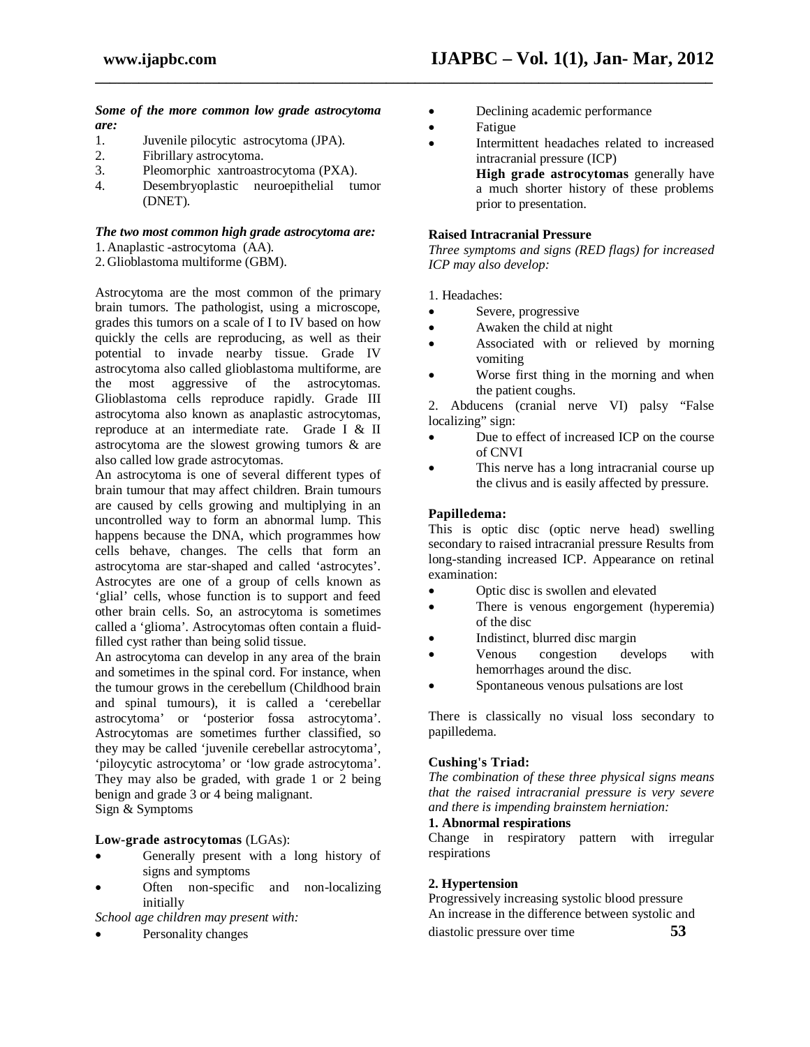***Some of the more common low grade astrocytoma are:***

1. Juvenile pilocytic astrocytoma (JPA).
2. Fibrillary astrocytoma.
3. Pleomorphic xantroastrocytoma (PXA).
4. Desembryoplastic neuroepithelial tumor (DNET).

***The two most common high grade astrocytoma are:***

1. Anaplastic -astrocytoma (AA).
2. Glioblastoma multiforme (GBM).

Astrocytoma are the most common of the primary brain tumors. The pathologist, using a microscope, grades this tumors on a scale of I to IV based on how quickly the cells are reproducing, as well as their potential to invade nearby tissue. Grade IV astrocytoma also called glioblastoma multiforme, are the most aggressive of the astrocytomas. Glioblastoma cells reproduce rapidly. Grade III astrocytoma also known as anaplastic astrocytomas, reproduce at an intermediate rate. Grade I & II astrocytoma are the slowest growing tumors & are also called low grade astrocytomas.

An astrocytoma is one of several different types of brain tumour that may affect children. Brain tumours are caused by cells growing and multiplying in an uncontrolled way to form an abnormal lump. This happens because the DNA, which programmes how cells behave, changes. The cells that form an astrocytoma are star-shaped and called 'astrocytes'. Astrocytes are one of a group of cells known as 'glial' cells, whose function is to support and feed other brain cells. So, an astrocytoma is sometimes called a 'glioma'. Astrocytomas often contain a fluid-filled cyst rather than being solid tissue.

An astrocytoma can develop in any area of the brain and sometimes in the spinal cord. For instance, when the tumour grows in the cerebellum (Childhood brain and spinal tumours), it is called a 'cerebellar astrocytoma' or 'posterior fossa astrocytoma'. Astrocytomas are sometimes further classified, so they may be called 'juvenile cerebellar astrocytoma', 'piloycytic astrocytoma' or 'low grade astrocytoma'. They may also be graded, with grade 1 or 2 being benign and grade 3 or 4 being malignant.

Sign & Symptoms

**Low-grade astrocytomas** (LGAs):

- Generally present with a long history of signs and symptoms
- Often non-specific and non-localizing initially

*School age children may present with:*

- Personality changes
- Declining academic performance
- Fatigue
- Intermittent headaches related to increased intracranial pressure (ICP)

**High grade astrocytomas** generally have a much shorter history of these problems prior to presentation.

**Raised Intracranial Pressure**

*Three symptoms and signs (RED flags) for increased ICP may also develop:*

1. Headaches:

- Severe, progressive
- Awaken the child at night
- Associated with or relieved by morning vomiting
- Worse first thing in the morning and when the patient coughs.

2. Abducens (cranial nerve VI) palsy "False localizing" sign:

- Due to effect of increased ICP on the course of CNVI
- This nerve has a long intracranial course up the clivus and is easily affected by pressure.

**Papilledema:**

This is optic disc (optic nerve head) swelling secondary to raised intracranial pressure Results from long-standing increased ICP. Appearance on retinal examination:

- Optic disc is swollen and elevated
- There is venous engorgement (hyperemia) of the disc
- Indistinct, blurred disc margin
- Venous congestion develops with hemorrhages around the disc.
- Spontaneous venous pulsations are lost

There is classically no visual loss secondary to papilledema.

**Cushing's Triad:**

*The combination of these three physical signs means that the raised intracranial pressure is very severe and there is impending brainstem herniation:*

**1. Abnormal respirations**

Change in respiratory pattern with irregular respirations

**2. Hypertension**

Progressively increasing systolic blood pressure
An increase in the difference between systolic and diastolic pressure over time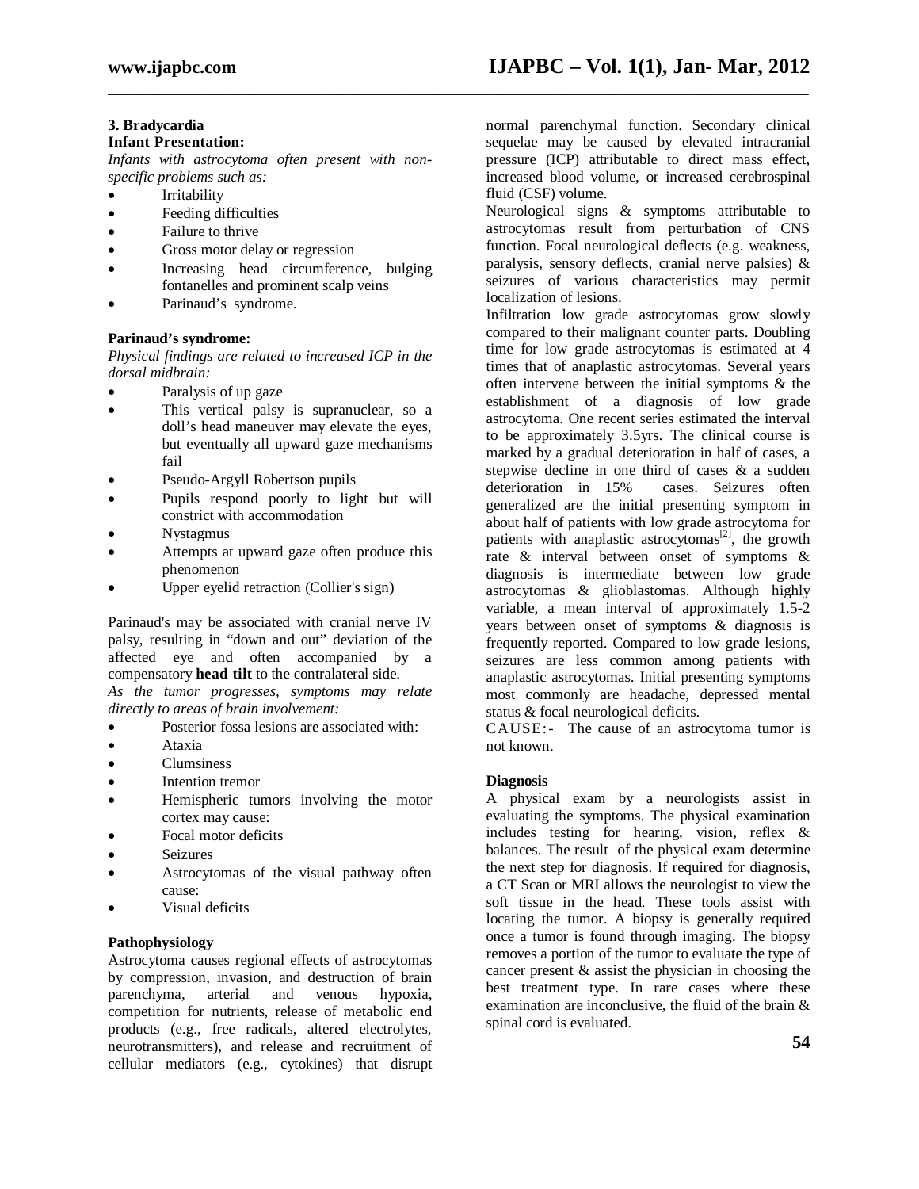**3. Bradycardia**

**Infant Presentation:**

*Infants with astrocytoma often present with non-specific problems such as:*

- Irritability
- Feeding difficulties
- Failure to thrive
- Gross motor delay or regression
- Increasing head circumference, bulging fontanelles and prominent scalp veins
- Parinaud's syndrome.

**Parinaud's syndrome:**

*Physical findings are related to increased ICP in the dorsal midbrain:*

- Paralysis of up gaze
- This vertical palsy is supranuclear, so a doll's head maneuver may elevate the eyes, but eventually all upward gaze mechanisms fail
- Pseudo-Argyll Robertson pupils
- Pupils respond poorly to light but will constrict with accommodation
- Nystagmus
- Attempts at upward gaze often produce this phenomenon
- Upper eyelid retraction (Collier's sign)

Parinaud's may be associated with cranial nerve IV palsy, resulting in "down and out" deviation of the affected eye and often accompanied by a compensatory **head tilt** to the contralateral side.

*As the tumor progresses, symptoms may relate directly to areas of brain involvement:*

- Posterior fossa lesions are associated with:
- Ataxia
- Clumsiness
- Intention tremor
- Hemispheric tumors involving the motor cortex may cause:
- Focal motor deficits
- Seizures
- Astrocytomas of the visual pathway often cause:
- Visual deficits

**Pathophysiology**

Astrocytoma causes regional effects of astrocytomas by compression, invasion, and destruction of brain parenchyma, arterial and venous hypoxia, competition for nutrients, release of metabolic end products (e.g., free radicals, altered electrolytes, neurotransmitters), and release and recruitment of cellular mediators (e.g., cytokines) that disrupt normal parenchymal function. Secondary clinical sequelae may be caused by elevated intracranial pressure (ICP) attributable to direct mass effect, increased blood volume, or increased cerebrospinal fluid (CSF) volume.

Neurological signs & symptoms attributable to astrocytomas result from perturbation of CNS function. Focal neurological deflects (e.g. weakness, paralysis, sensory deflects, cranial nerve palsies) & seizures of various characteristics may permit localization of lesions.

Infiltration low grade astrocytomas grow slowly compared to their malignant counter parts. Doubling time for low grade astrocytomas is estimated at 4 times that of anaplastic astrocytomas. Several years often intervene between the initial symptoms & the establishment of a diagnosis of low grade astrocytoma. One recent series estimated the interval to be approximately 3.5yrs. The clinical course is marked by a gradual deterioration in half of cases, a stepwise decline in one third of cases & a sudden deterioration in 15% cases. Seizures often generalized are the initial presenting symptom in about half of patients with low grade astrocytoma for patients with anaplastic astrocytomas[2], the growth rate & interval between onset of symptoms & diagnosis is intermediate between low grade astrocytomas & glioblastomas. Although highly variable, a mean interval of approximately 1.5-2 years between onset of symptoms & diagnosis is frequently reported. Compared to low grade lesions, seizures are less common among patients with anaplastic astrocytomas. Initial presenting symptoms most commonly are headache, depressed mental status & focal neurological deficits.

CAUSE:- The cause of an astrocytoma tumor is not known.

**Diagnosis**

A physical exam by a neurologists assist in evaluating the symptoms. The physical examination includes testing for hearing, vision, reflex & balances. The result of the physical exam determine the next step for diagnosis. If required for diagnosis, a CT Scan or MRI allows the neurologist to view the soft tissue in the head. These tools assist with locating the tumor. A biopsy is generally required once a tumor is found through imaging. The biopsy removes a portion of the tumor to evaluate the type of cancer present & assist the physician in choosing the best treatment type. In rare cases where these examination are inconclusive, the fluid of the brain & spinal cord is evaluated.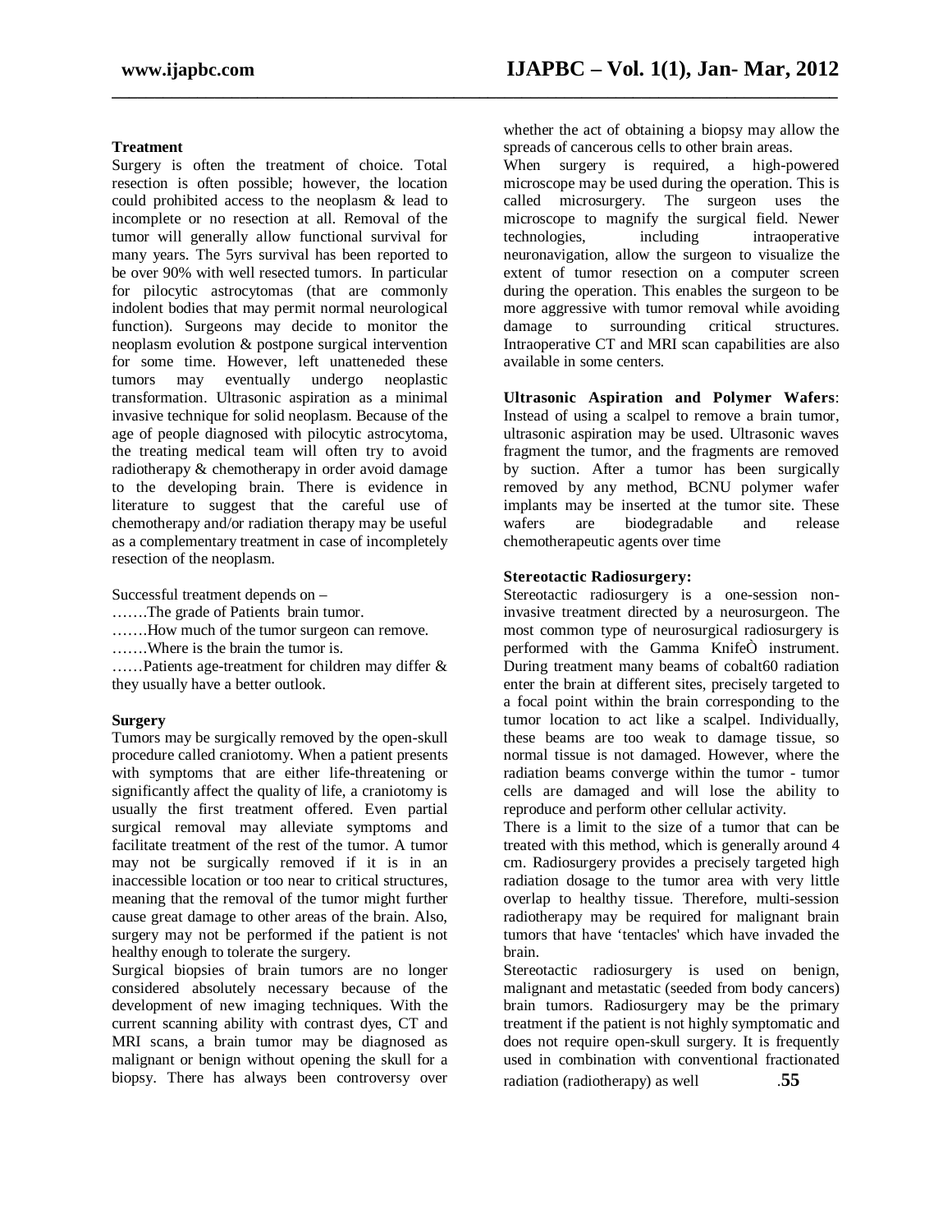**Treatment**

Surgery is often the treatment of choice. Total resection is often possible; however, the location could prohibited access to the neoplasm & lead to incomplete or no resection at all. Removal of the tumor will generally allow functional survival for many years. The 5yrs survival has been reported to be over 90% with well resected tumors. In particular for pilocytic astrocytomas (that are commonly indolent bodies that may permit normal neurological function). Surgeons may decide to monitor the neoplasm evolution & postpone surgical intervention for some time. However, left unatteneded these tumors may eventually undergo neoplastic transformation. Ultrasonic aspiration as a minimal invasive technique for solid neoplasm. Because of the age of people diagnosed with pilocytic astrocytoma, the treating medical team will often try to avoid radiotherapy & chemotherapy in order avoid damage to the developing brain. There is evidence in literature to suggest that the careful use of chemotherapy and/or radiation therapy may be useful as a complementary treatment in case of incompletely resection of the neoplasm.

Successful treatment depends on –

…….The grade of Patients brain tumor.

…….How much of the tumor surgeon can remove.

…….Where is the brain the tumor is.

……Patients age-treatment for children may differ & they usually have a better outlook.

**Surgery**

Tumors may be surgically removed by the open-skull procedure called craniotomy. When a patient presents with symptoms that are either life-threatening or significantly affect the quality of life, a craniotomy is usually the first treatment offered. Even partial surgical removal may alleviate symptoms and facilitate treatment of the rest of the tumor. A tumor may not be surgically removed if it is in an inaccessible location or too near to critical structures, meaning that the removal of the tumor might further cause great damage to other areas of the brain. Also, surgery may not be performed if the patient is not healthy enough to tolerate the surgery.

Surgical biopsies of brain tumors are no longer considered absolutely necessary because of the development of new imaging techniques. With the current scanning ability with contrast dyes, CT and MRI scans, a brain tumor may be diagnosed as malignant or benign without opening the skull for a biopsy. There has always been controversy over whether the act of obtaining a biopsy may allow the spreads of cancerous cells to other brain areas.

When surgery is required, a high-powered microscope may be used during the operation. This is called microsurgery. The surgeon uses the microscope to magnify the surgical field. Newer technologies, including intraoperative neuronavigation, allow the surgeon to visualize the extent of tumor resection on a computer screen during the operation. This enables the surgeon to be more aggressive with tumor removal while avoiding damage to surrounding critical structures. Intraoperative CT and MRI scan capabilities are also available in some centers.

**Ultrasonic Aspiration and Polymer Wafers**: Instead of using a scalpel to remove a brain tumor, ultrasonic aspiration may be used. Ultrasonic waves fragment the tumor, and the fragments are removed by suction. After a tumor has been surgically removed by any method, BCNU polymer wafer implants may be inserted at the tumor site. These wafers are biodegradable and release chemotherapeutic agents over time

**Stereotactic Radiosurgery:**

Stereotactic radiosurgery is a one-session non-invasive treatment directed by a neurosurgeon. The most common type of neurosurgical radiosurgery is performed with the Gamma KnifeÒ instrument. During treatment many beams of cobalt60 radiation enter the brain at different sites, precisely targeted to a focal point within the brain corresponding to the tumor location to act like a scalpel. Individually, these beams are too weak to damage tissue, so normal tissue is not damaged. However, where the radiation beams converge within the tumor - tumor cells are damaged and will lose the ability to reproduce and perform other cellular activity.

There is a limit to the size of a tumor that can be treated with this method, which is generally around 4 cm. Radiosurgery provides a precisely targeted high radiation dosage to the tumor area with very little overlap to healthy tissue. Therefore, multi-session radiotherapy may be required for malignant brain tumors that have 'tentacles' which have invaded the brain.

Stereotactic radiosurgery is used on benign, malignant and metastatic (seeded from body cancers) brain tumors. Radiosurgery may be the primary treatment if the patient is not highly symptomatic and does not require open-skull surgery. It is frequently used in combination with conventional fractionated radiation (radiotherapy) as well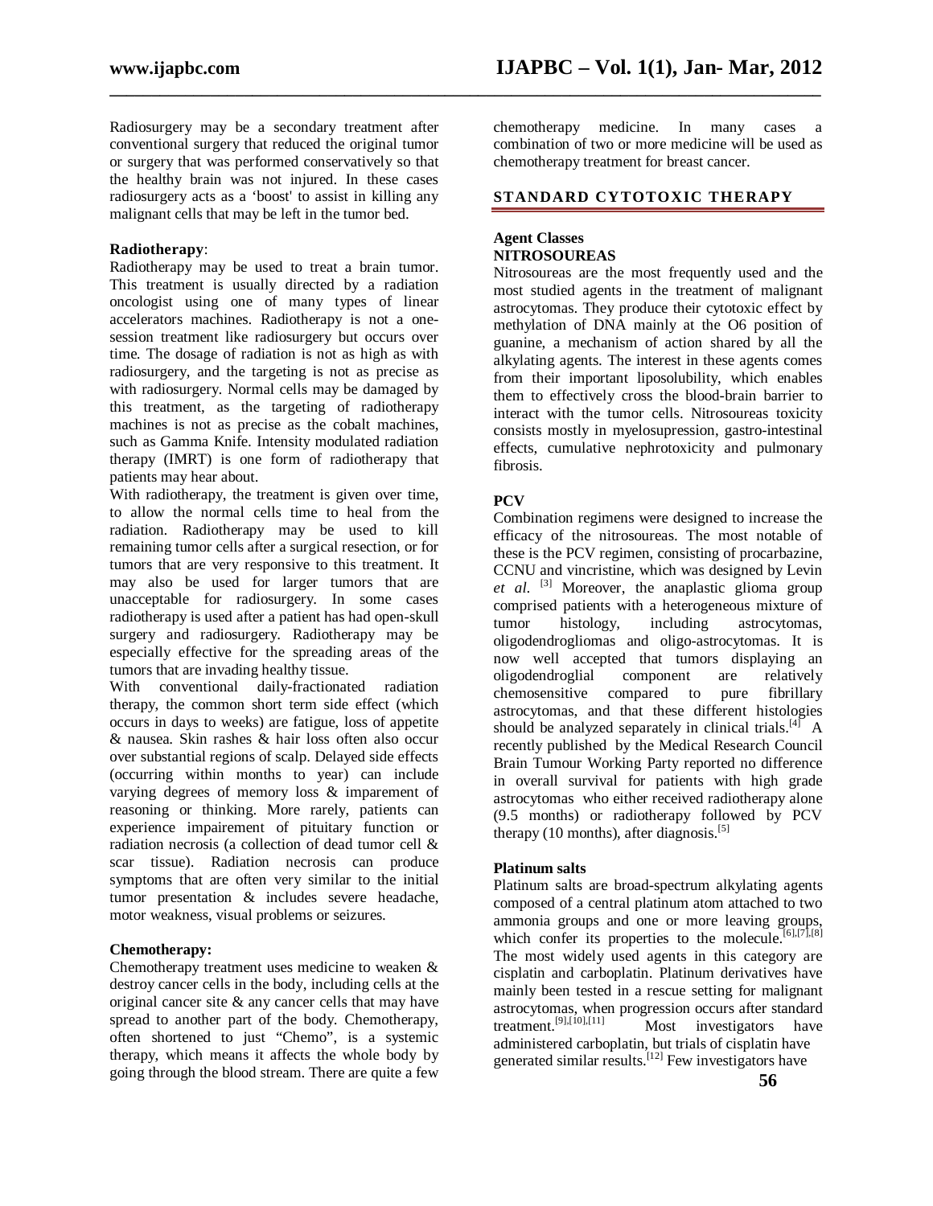Radiosurgery may be a secondary treatment after conventional surgery that reduced the original tumor or surgery that was performed conservatively so that the healthy brain was not injured. In these cases radiosurgery acts as a 'boost' to assist in killing any malignant cells that may be left in the tumor bed.

**Radiotherapy**:

Radiotherapy may be used to treat a brain tumor. This treatment is usually directed by a radiation oncologist using one of many types of linear accelerators machines. Radiotherapy is not a one-session treatment like radiosurgery but occurs over time. The dosage of radiation is not as high as with radiosurgery, and the targeting is not as precise as with radiosurgery. Normal cells may be damaged by this treatment, as the targeting of radiotherapy machines is not as precise as the cobalt machines, such as Gamma Knife. Intensity modulated radiation therapy (IMRT) is one form of radiotherapy that patients may hear about.

With radiotherapy, the treatment is given over time, to allow the normal cells time to heal from the radiation. Radiotherapy may be used to kill remaining tumor cells after a surgical resection, or for tumors that are very responsive to this treatment. It may also be used for larger tumors that are unacceptable for radiosurgery. In some cases radiotherapy is used after a patient has had open-skull surgery and radiosurgery. Radiotherapy may be especially effective for the spreading areas of the tumors that are invading healthy tissue.

With conventional daily-fractionated radiation therapy, the common short term side effect (which occurs in days to weeks) are fatigue, loss of appetite & nausea. Skin rashes & hair loss often also occur over substantial regions of scalp. Delayed side effects (occurring within months to year) can include varying degrees of memory loss & imparement of reasoning or thinking. More rarely, patients can experience impairement of pituitary function or radiation necrosis (a collection of dead tumor cell & scar tissue). Radiation necrosis can produce symptoms that are often very similar to the initial tumor presentation & includes severe headache, motor weakness, visual problems or seizures.

**Chemotherapy:**

Chemotherapy treatment uses medicine to weaken & destroy cancer cells in the body, including cells at the original cancer site & any cancer cells that may have spread to another part of the body. Chemotherapy, often shortened to just "Chemo", is a systemic therapy, which means it affects the whole body by going through the blood stream. There are quite a few chemotherapy medicine. In many cases a combination of two or more medicine will be used as chemotherapy treatment for breast cancer.

## STANDARD CYTOTOXIC THERAPY

**Agent Classes**

**NITROSOUREAS**

Nitrosoureas are the most frequently used and the most studied agents in the treatment of malignant astrocytomas. They produce their cytotoxic effect by methylation of DNA mainly at the O6 position of guanine, a mechanism of action shared by all the alkylating agents. The interest in these agents comes from their important liposolubility, which enables them to effectively cross the blood-brain barrier to interact with the tumor cells. Nitrosoureas toxicity consists mostly in myelosupression, gastro-intestinal effects, cumulative nephrotoxicity and pulmonary fibrosis.

**PCV**

Combination regimens were designed to increase the efficacy of the nitrosoureas. The most notable of these is the PCV regimen, consisting of procarbazine, CCNU and vincristine, which was designed by Levin *et al.* [3] Moreover, the anaplastic glioma group comprised patients with a heterogeneous mixture of tumor histology, including astrocytomas, oligodendrogliomas and oligo-astrocytomas. It is now well accepted that tumors displaying an oligodendroglial component are relatively chemosensitive compared to pure fibrillary astrocytomas, and that these different histologies should be analyzed separately in clinical trials.[4] A recently published by the Medical Research Council Brain Tumour Working Party reported no difference in overall survival for patients with high grade astrocytomas who either received radiotherapy alone (9.5 months) or radiotherapy followed by PCV therapy (10 months), after diagnosis.[5]

**Platinum salts**

Platinum salts are broad-spectrum alkylating agents composed of a central platinum atom attached to two ammonia groups and one or more leaving groups, which confer its properties to the molecule.[6],[7],[8] The most widely used agents in this category are cisplatin and carboplatin. Platinum derivatives have mainly been tested in a rescue setting for malignant astrocytomas, when progression occurs after standard treatment.[9],[10],[11] Most investigators have administered carboplatin, but trials of cisplatin have generated similar results.[12] Few investigators have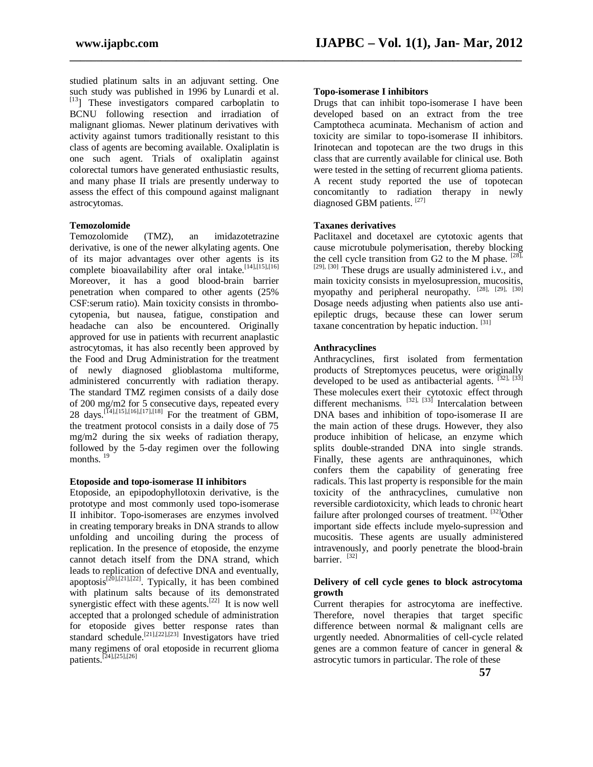studied platinum salts in an adjuvant setting. One such study was published in 1996 by Lunardi et al. [13]] These investigators compared carboplatin to BCNU following resection and irradiation of malignant gliomas. Newer platinum derivatives with activity against tumors traditionally resistant to this class of agents are becoming available. Oxaliplatin is one such agent. Trials of oxaliplatin against colorectal tumors have generated enthusiastic results, and many phase II trials are presently underway to assess the effect of this compound against malignant astrocytomas.

**Temozolomide**

Temozolomide (TMZ), an imidazotetrazine derivative, is one of the newer alkylating agents. One of its major advantages over other agents is its complete bioavailability after oral intake.[14],[15],[16] Moreover, it has a good blood-brain barrier penetration when compared to other agents (25% CSF:serum ratio). Main toxicity consists in thrombocytopenia, but nausea, fatigue, constipation and headache can also be encountered. Originally approved for use in patients with recurrent anaplastic astrocytomas, it has also recently been approved by the Food and Drug Administration for the treatment of newly diagnosed glioblastoma multiforme, administered concurrently with radiation therapy. The standard TMZ regimen consists of a daily dose of 200 mg/m2 for 5 consecutive days, repeated every 28 days.[14],[15],[16],[17],[18] For the treatment of GBM, the treatment protocol consists in a daily dose of 75 mg/m2 during the six weeks of radiation therapy, followed by the 5-day regimen over the following months. [19]

**Etoposide and topo-isomerase II inhibitors**

Etoposide, an epipodophyllotoxin derivative, is the prototype and most commonly used topo-isomerase II inhibitor. Topo-isomerases are enzymes involved in creating temporary breaks in DNA strands to allow unfolding and uncoiling during the process of replication. In the presence of etoposide, the enzyme cannot detach itself from the DNA strand, which leads to replication of defective DNA and eventually, apoptosis[20],[21],[22]. Typically, it has been combined with platinum salts because of its demonstrated synergistic effect with these agents.[22] It is now well accepted that a prolonged schedule of administration for etoposide gives better response rates than standard schedule.[21],[22],[23] Investigators have tried many regimens of oral etoposide in recurrent glioma patients.[24],[25],[26]

**Topo-isomerase I inhibitors**

Drugs that can inhibit topo-isomerase I have been developed based on an extract from the tree Camptotheca acuminata. Mechanism of action and toxicity are similar to topo-isomerase II inhibitors. Irinotecan and topotecan are the two drugs in this class that are currently available for clinical use. Both were tested in the setting of recurrent glioma patients. A recent study reported the use of topotecan concomitantly to radiation therapy in newly diagnosed GBM patients. [27]

**Taxanes derivatives**

Paclitaxel and docetaxel are cytotoxic agents that cause microtubule polymerisation, thereby blocking the cell cycle transition from G2 to the M phase. [28], [29], [30] These drugs are usually administered i.v., and main toxicity consists in myelosupression, mucositis, myopathy and peripheral neuropathy. [28], [29], [30] Dosage needs adjusting when patients also use anti-epileptic drugs, because these can lower serum taxane concentration by hepatic induction. [31]

**Anthracyclines**

Anthracyclines, first isolated from fermentation products of Streptomyces peucetus, were originally developed to be used as antibacterial agents. [32], [33] These molecules exert their cytotoxic effect through different mechanisms. [32], [33] Intercalation between DNA bases and inhibition of topo-isomerase II are the main action of these drugs. However, they also produce inhibition of helicase, an enzyme which splits double-stranded DNA into single strands. Finally, these agents are anthraquinones, which confers them the capability of generating free radicals. This last property is responsible for the main toxicity of the anthracyclines, cumulative non reversible cardiotoxicity, which leads to chronic heart failure after prolonged courses of treatment. [32]Other important side effects include myelo-supression and mucositis. These agents are usually administered intravenously, and poorly penetrate the blood-brain barrier. [32]

**Delivery of cell cycle genes to block astrocytoma growth**

Current therapies for astrocytoma are ineffective. Therefore, novel therapies that target specific difference between normal & malignant cells are urgently needed. Abnormalities of cell-cycle related genes are a common feature of cancer in general & astrocytic tumors in particular. The role of these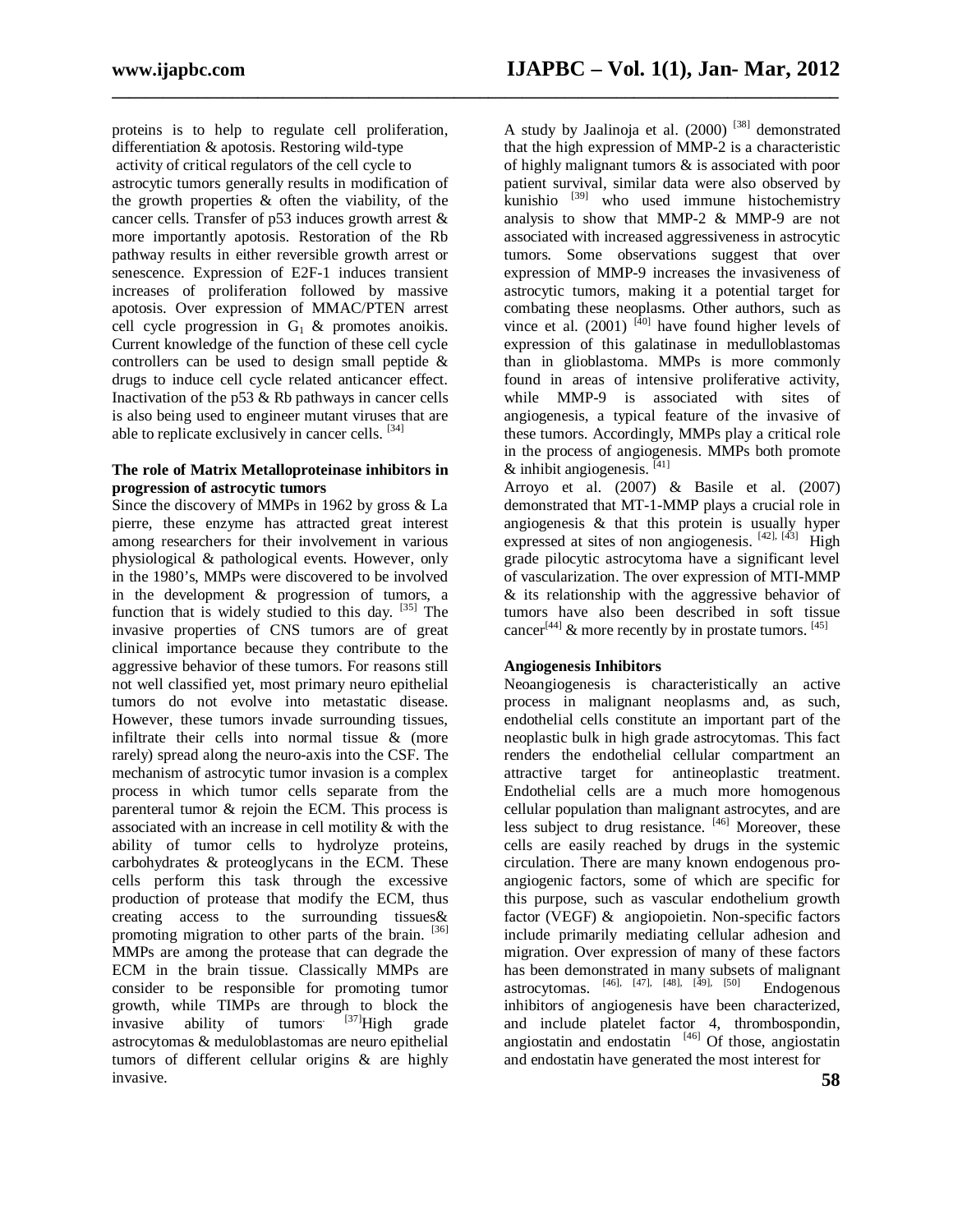proteins is to help to regulate cell proliferation, differentiation & apoptosis. Restoring wild-type activity of critical regulators of the cell cycle to astrocytic tumors generally results in modification of the growth properties & often the viability, of the cancer cells. Transfer of p53 induces growth arrest & more importantly apoptosis. Restoration of the Rb pathway results in either reversible growth arrest or senescence. Expression of E2F-1 induces transient increases of proliferation followed by massive apoptosis. Over expression of MMAC/PTEN arrest cell cycle progression in $G_1$ & promotes anoikis. Current knowledge of the function of these cell cycle controllers can be used to design small peptide & drugs to induce cell cycle related anticancer effect. Inactivation of the p53 & Rb pathways in cancer cells is also being used to engineer mutant viruses that are able to replicate exclusively in cancer cells. [34]

**The role of Matrix Metalloproteinase inhibitors in progression of astrocytic tumors**

Since the discovery of MMPs in 1962 by gross & La pierre, these enzyme has attracted great interest among researchers for their involvement in various physiological & pathological events. However, only in the 1980's, MMPs were discovered to be involved in the development & progression of tumors, a function that is widely studied to this day. [35] The invasive properties of CNS tumors are of great clinical importance because they contribute to the aggressive behavior of these tumors. For reasons still not well classified yet, most primary neuro epithelial tumors do not evolve into metastatic disease. However, these tumors invade surrounding tissues, infiltrate their cells into normal tissue & (more rarely) spread along the neuro-axis into the CSF. The mechanism of astrocytic tumor invasion is a complex process in which tumor cells separate from the parenteral tumor & rejoin the ECM. This process is associated with an increase in cell motility & with the ability of tumor cells to hydrolyze proteins, carbohydrates & proteoglycans in the ECM. These cells perform this task through the excessive production of protease that modify the ECM, thus creating access to the surrounding tissues& promoting migration to other parts of the brain. [36] MMPs are among the protease that can degrade the ECM in the brain tissue. Classically MMPs are consider to be responsible for promoting tumor growth, while TIMPs are through to block the invasive ability of tumors. [37]High grade astrocytomas & meduloblastomas are neuro epithelial tumors of different cellular origins & are highly invasive.

A study by Jaalinoja et al. (2000) [38] demonstrated that the high expression of MMP-2 is a characteristic of highly malignant tumors & is associated with poor patient survival, similar data were also observed by kunishio [39] who used immune histochemistry analysis to show that MMP-2 & MMP-9 are not associated with increased aggressiveness in astrocytic tumors. Some observations suggest that over expression of MMP-9 increases the invasiveness of astrocytic tumors, making it a potential target for combating these neoplasms. Other authors, such as vince et al. (2001) [40] have found higher levels of expression of this galatinase in medulloblastomas than in glioblastoma. MMPs is more commonly found in areas of intensive proliferative activity, while MMP-9 is associated with sites of angiogenesis, a typical feature of the invasive of these tumors. Accordingly, MMPs play a critical role in the process of angiogenesis. MMPs both promote & inhibit angiogenesis. [41]

Arroyo et al. (2007) & Basile et al. (2007) demonstrated that MT-1-MMP plays a crucial role in angiogenesis & that this protein is usually hyper expressed at sites of non angiogenesis. [42], [43] High grade pilocytic astrocytoma have a significant level of vascularization. The over expression of MTI-MMP & its relationship with the aggressive behavior of tumors have also been described in soft tissue cancer[44] & more recently by in prostate tumors. [45]

**Angiogenesis Inhibitors**

Neoangiogenesis is characteristically an active process in malignant neoplasms and, as such, endothelial cells constitute an important part of the neoplastic bulk in high grade astrocytomas. This fact renders the endothelial cellular compartment an attractive target for antineoplastic treatment. Endothelial cells are a much more homogenous cellular population than malignant astrocytes, and are less subject to drug resistance. [46] Moreover, these cells are easily reached by drugs in the systemic circulation. There are many known endogenous pro-angiogenic factors, some of which are specific for this purpose, such as vascular endothelium growth factor (VEGF) & angiopoietin. Non-specific factors include primarily mediating cellular adhesion and migration. Over expression of many of these factors has been demonstrated in many subsets of malignant astrocytomas. [46], [47], [48], [49], [50] Endogenous inhibitors of angiogenesis have been characterized, and include platelet factor 4, thrombospondin, angiostatin and endostatin [46] Of those, angiostatin and endostatin have generated the most interest for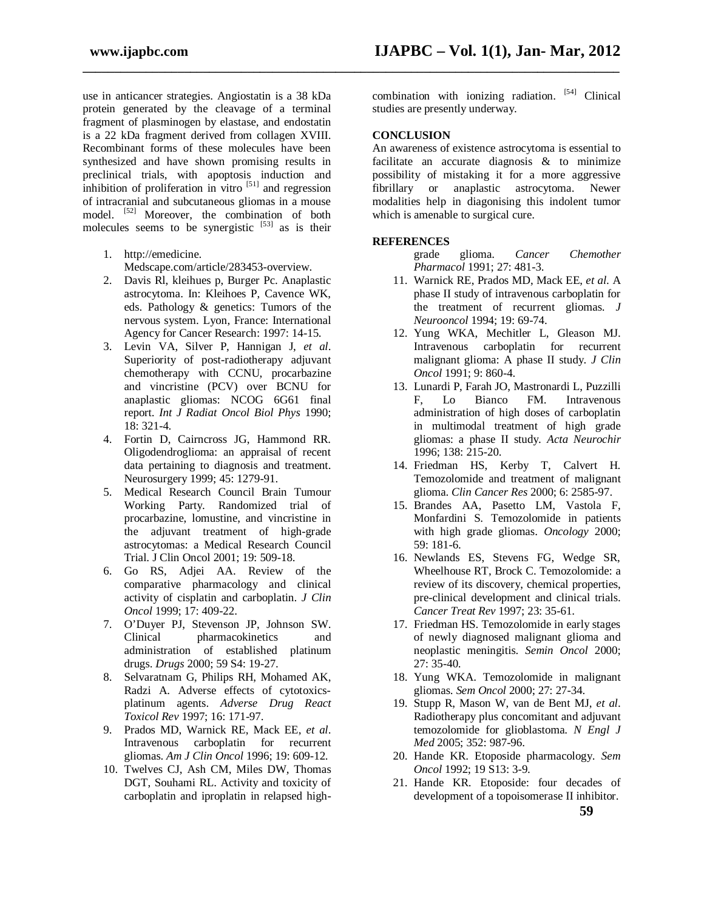use in anticancer strategies. Angiostatin is a 38 kDa protein generated by the cleavage of a terminal fragment of plasminogen by elastase, and endostatin is a 22 kDa fragment derived from collagen XVIII. Recombinant forms of these molecules have been synthesized and have shown promising results in preclinical trials, with apoptosis induction and inhibition of proliferation in vitro [51] and regression of intracranial and subcutaneous gliomas in a mouse model. [52] Moreover, the combination of both molecules seems to be synergistic [53] as is their combination with ionizing radiation. [54] Clinical studies are presently underway.

## CONCLUSION

An awareness of existence astrocytoma is essential to facilitate an accurate diagnosis & to minimize possibility of mistaking it for a more aggressive fibrillary or anaplastic astrocytoma. Newer modalities help in diagonising this indolent tumor which is amenable to surgical cure.

## REFERENCES

1. http://emedicine. Medscape.com/article/283453-overview.
2. Davis Rl, kleihues p, Burger Pc. Anaplastic astrocytoma. In: Kleihoes P, Cavence WK, eds. Pathology & genetics: Tumors of the nervous system. Lyon, France: International Agency for Cancer Research: 1997: 14-15.
3. Levin VA, Silver P, Hannigan J, *et al*. Superiority of post-radiotherapy adjuvant chemotherapy with CCNU, procarbazine and vincristine (PCV) over BCNU for anaplastic gliomas: NCOG 6G61 final report. *Int J Radiat Oncol Biol Phys* 1990; 18: 321-4.
4. Fortin D, Cairncross JG, Hammond RR. Oligodendroglioma: an appraisal of recent data pertaining to diagnosis and treatment. Neurosurgery 1999; 45: 1279-91.
5. Medical Research Council Brain Tumour Working Party. Randomized trial of procarbazine, lomustine, and vincristine in the adjuvant treatment of high-grade astrocytomas: a Medical Research Council Trial. J Clin Oncol 2001; 19: 509-18.
6. Go RS, Adjei AA. Review of the comparative pharmacology and clinical activity of cisplatin and carboplatin. *J Clin Oncol* 1999; 17: 409-22.
7. O'Duyer PJ, Stevenson JP, Johnson SW. Clinical pharmacokinetics and administration of established platinum drugs. *Drugs* 2000; 59 S4: 19-27.
8. Selvaratnam G, Philips RH, Mohamed AK, Radzi A. Adverse effects of cytotoxics-platinum agents. *Adverse Drug React Toxicol Rev* 1997; 16: 171-97.
9. Prados MD, Warnick RE, Mack EE, *et al*. Intravenous carboplatin for recurrent gliomas. *Am J Clin Oncol* 1996; 19: 609-12.
10. Twelves CJ, Ash CM, Miles DW, Thomas DGT, Souhami RL. Activity and toxicity of carboplatin and iproplatin in relapsed high-grade glioma. *Cancer Chemother Pharmacol* 1991; 27: 481-3.
11. Warnick RE, Prados MD, Mack EE, *et al.* A phase II study of intravenous carboplatin for the treatment of recurrent gliomas. *J Neurooncol* 1994; 19: 69-74.
12. Yung WKA, Mechitler L, Gleason MJ. Intravenous carboplatin for recurrent malignant glioma: A phase II study. *J Clin Oncol* 1991; 9: 860-4.
13. Lunardi P, Farah JO, Mastronardi L, Puzzilli F, Lo Bianco FM. Intravenous administration of high doses of carboplatin in multimodal treatment of high grade gliomas: a phase II study. *Acta Neurochir* 1996; 138: 215-20.
14. Friedman HS, Kerby T, Calvert H. Temozolomide and treatment of malignant glioma. *Clin Cancer Res* 2000; 6: 2585-97.
15. Brandes AA, Pasetto LM, Vastola F, Monfardini S. Temozolomide in patients with high grade gliomas. *Oncology* 2000; 59: 181-6.
16. Newlands ES, Stevens FG, Wedge SR, Wheelhouse RT, Brock C. Temozolomide: a review of its discovery, chemical properties, pre-clinical development and clinical trials. *Cancer Treat Rev* 1997; 23: 35-61.
17. Friedman HS. Temozolomide in early stages of newly diagnosed malignant glioma and neoplastic meningitis. *Semin Oncol* 2000; 27: 35-40.
18. Yung WKA. Temozolomide in malignant gliomas. *Sem Oncol* 2000; 27: 27-34.
19. Stupp R, Mason W, van de Bent MJ, *et al*. Radiotherapy plus concomitant and adjuvant temozolomide for glioblastoma. *N Engl J Med* 2005; 352: 987-96.
20. Hande KR. Etoposide pharmacology. *Sem Oncol* 1992; 19 S13: 3-9.
21. Hande KR. Etoposide: four decades of development of a topoisomerase II inhibitor.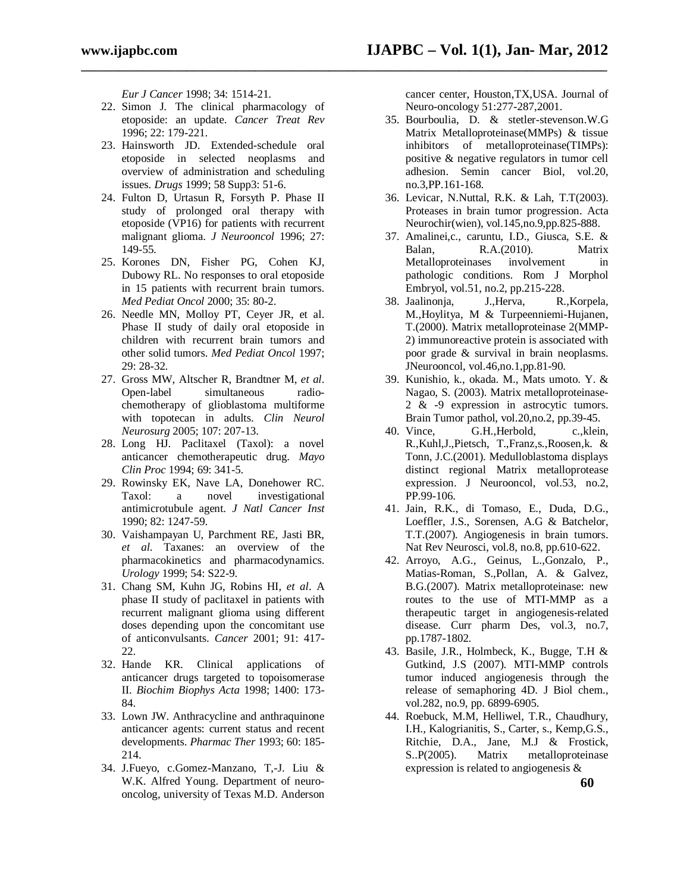*Eur J Cancer* 1998; 34: 1514-21.

22. Simon J. The clinical pharmacology of etoposide: an update. *Cancer Treat Rev* 1996; 22: 179-221.
23. Hainsworth JD. Extended-schedule oral etoposide in selected neoplasms and overview of administration and scheduling issues. *Drugs* 1999; 58 Supp3: 51-6.
24. Fulton D, Urtasun R, Forsyth P. Phase II study of prolonged oral therapy with etoposide (VP16) for patients with recurrent malignant glioma. *J Neurooncol* 1996; 27: 149-55.
25. Korones DN, Fisher PG, Cohen KJ, Dubowy RL. No responses to oral etoposide in 15 patients with recurrent brain tumors. *Med Pediat Oncol* 2000; 35: 80-2.
26. Needle MN, Molloy PT, Ceyer JR, et al. Phase II study of daily oral etoposide in children with recurrent brain tumors and other solid tumors. *Med Pediat Oncol* 1997; 29: 28-32.
27. Gross MW, Altscher R, Brandtner M, *et al*. Open-label simultaneous radio-chemotherapy of glioblastoma multiforme with topotecan in adults. *Clin Neurol Neurosurg* 2005; 107: 207-13.
28. Long HJ. Paclitaxel (Taxol): a novel anticancer chemotherapeutic drug. *Mayo Clin Proc* 1994; 69: 341-5.
29. Rowinsky EK, Nave LA, Donehower RC. Taxol: a novel investigational antimicrotubule agent. *J Natl Cancer Inst* 1990; 82: 1247-59.
30. Vaishampayan U, Parchment RE, Jasti BR, *et al*. Taxanes: an overview of the pharmacokinetics and pharmacodynamics. *Urology* 1999; 54: S22-9.
31. Chang SM, Kuhn JG, Robins HI, *et al*. A phase II study of paclitaxel in patients with recurrent malignant glioma using different doses depending upon the concomitant use of anticonvulsants. *Cancer* 2001; 91: 417-22.
32. Hande KR. Clinical applications of anticancer drugs targeted to topoisomerase II. *Biochim Biophys Acta* 1998; 1400: 173-84.
33. Lown JW. Anthracycline and anthraquinone anticancer agents: current status and recent developments. *Pharmac Ther* 1993; 60: 185-214.
34. J.Fueyo, c.Gomez-Manzano, T,-J. Liu & W.K. Alfred Young. Department of neuro-oncolog, university of Texas M.D. Anderson cancer center, Houston,TX,USA. Journal of Neuro-oncology 51:277-287,2001.
35. Bourboulia, D. & stetler-stevenson.W.G Matrix Metalloproteinase(MMPs) & tissue inhibitors of metalloproteinase(TIMPs): positive & negative regulators in tumor cell adhesion. Semin cancer Biol, vol.20, no.3,PP.161-168.
36. Levicar, N.Nuttal, R.K. & Lah, T.T(2003). Proteases in brain tumor progression. Acta Neurochir(wien), vol.145,no.9,pp.825-888.
37. Amalinei,c., caruntu, I.D., Giusca, S.E. & Balan, R.A.(2010). Matrix Metalloproteinases involvement in pathologic conditions. Rom J Morphol Embryol, vol.51, no.2, pp.215-228.
38. Jaalinonja, J.,Herva, R.,Korpela, M.,Hoylitya, M & Turpeenniemi-Hujanen, T.(2000). Matrix metalloproteinase 2(MMP-2) immunoreactive protein is associated with poor grade & survival in brain neoplasms. JNeurooncol, vol.46,no.1,pp.81-90.
39. Kunishio, k., okada. M., Mats umoto. Y. & Nagao, S. (2003). Matrix metalloproteinase-2 & -9 expression in astrocytic tumors. Brain Tumor pathol, vol.20,no.2, pp.39-45.
40. Vince, G.H.,Herbold, c.,klein, R.,Kuhl,J.,Pietsch, T.,Franz,s.,Roosen,k. & Tonn, J.C.(2001). Medulloblastoma displays distinct regional Matrix metalloprotease expression. J Neurooncol, vol.53, no.2, PP.99-106.
41. Jain, R.K., di Tomaso, E., Duda, D.G., Loeffler, J.S., Sorensen, A.G & Batchelor, T.T.(2007). Angiogenesis in brain tumors. Nat Rev Neurosci, vol.8, no.8, pp.610-622.
42. Arroyo, A.G., Geinus, L.,Gonzalo, P., Matias-Roman, S.,Pollan, A. & Galvez, B.G.(2007). Matrix metalloproteinase: new routes to the use of MTI-MMP as a therapeutic target in angiogenesis-related disease. Curr pharm Des, vol.3, no.7, pp.1787-1802.
43. Basile, J.R., Holmbeck, K., Bugge, T.H & Gutkind, J.S (2007). MTI-MMP controls tumor induced angiogenesis through the release of semaphoring 4D. J Biol chem., vol.282, no.9, pp. 6899-6905.
44. Roebuck, M.M, Helliwel, T.R., Chaudhury, I.H., Kalogrianitis, S., Carter, s., Kemp,G.S., Ritchie, D.A., Jane, M.J & Frostick, S..P(2005). Matrix metalloproteinase expression is related to angiogenesis &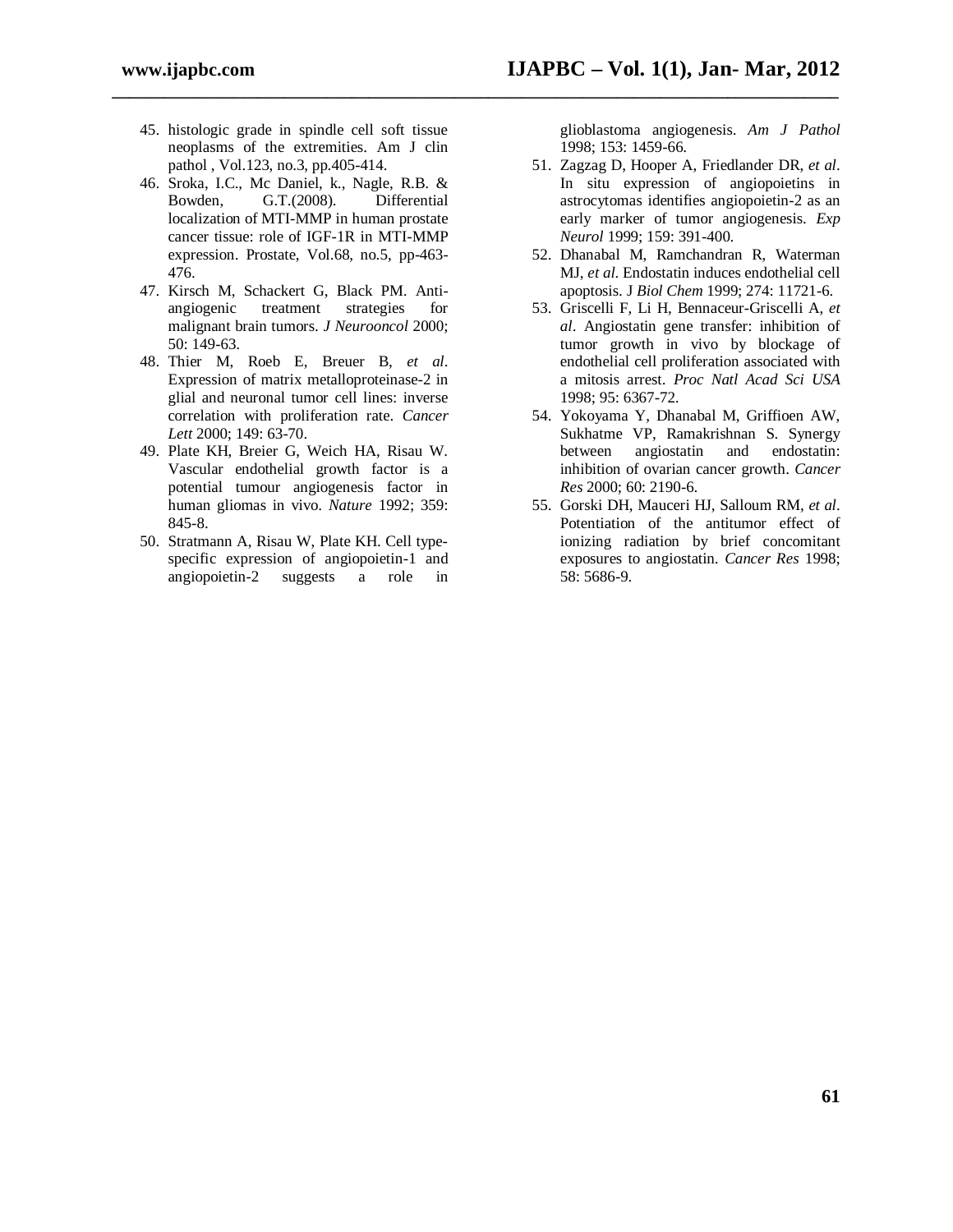45. histologic grade in spindle cell soft tissue neoplasms of the extremities. Am J clin pathol , Vol.123, no.3, pp.405-414.
46. Sroka, I.C., Mc Daniel, k., Nagle, R.B. & Bowden, G.T.(2008). Differential localization of MTI-MMP in human prostate cancer tissue: role of IGF-1R in MTI-MMP expression. Prostate, Vol.68, no.5, pp-463-476.
47. Kirsch M, Schackert G, Black PM. Anti-angiogenic treatment strategies for malignant brain tumors. *J Neurooncol* 2000; 50: 149-63.
48. Thier M, Roeb E, Breuer B, *et al*. Expression of matrix metalloproteinase-2 in glial and neuronal tumor cell lines: inverse correlation with proliferation rate. *Cancer Lett* 2000; 149: 63-70.
49. Plate KH, Breier G, Weich HA, Risau W. Vascular endothelial growth factor is a potential tumour angiogenesis factor in human gliomas in vivo. *Nature* 1992; 359: 845-8.
50. Stratmann A, Risau W, Plate KH. Cell type-specific expression of angiopoietin-1 and angiopoietin-2 suggests a role in glioblastoma angiogenesis. *Am J Pathol* 1998; 153: 1459-66.
51. Zagzag D, Hooper A, Friedlander DR, *et al*. In situ expression of angiopoietins in astrocytomas identifies angiopoietin-2 as an early marker of tumor angiogenesis. *Exp Neurol* 1999; 159: 391-400.
52. Dhanabal M, Ramchandran R, Waterman MJ, *et al*. Endostatin induces endothelial cell apoptosis. J *Biol Chem* 1999; 274: 11721-6.
53. Griscelli F, Li H, Bennaceur-Griscelli A, *et al*. Angiostatin gene transfer: inhibition of tumor growth in vivo by blockage of endothelial cell proliferation associated with a mitosis arrest. *Proc Natl Acad Sci USA* 1998; 95: 6367-72.
54. Yokoyama Y, Dhanabal M, Griffioen AW, Sukhatme VP, Ramakrishnan S. Synergy between angiostatin and endostatin: inhibition of ovarian cancer growth. *Cancer Res* 2000; 60: 2190-6.
55. Gorski DH, Mauceri HJ, Salloum RM, *et al*. Potentiation of the antitumor effect of ionizing radiation by brief concomitant exposures to angiostatin. *Cancer Res* 1998; 58: 5686-9.